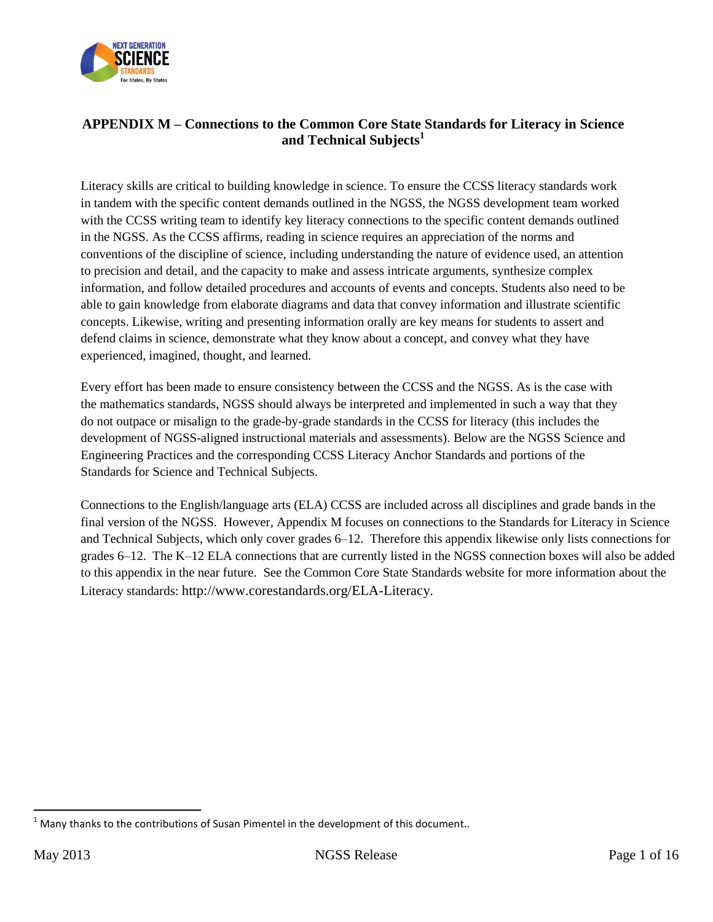# APPENDIX M – Connections to the Common Core State Standards for Literacy in Science and Technical Subjects[1]

Literacy skills are critical to building knowledge in science. To ensure the CCSS literacy standards work in tandem with the specific content demands outlined in the NGSS, the NGSS development team worked with the CCSS writing team to identify key literacy connections to the specific content demands outlined in the NGSS. As the CCSS affirms, reading in science requires an appreciation of the norms and conventions of the discipline of science, including understanding the nature of evidence used, an attention to precision and detail, and the capacity to make and assess intricate arguments, synthesize complex information, and follow detailed procedures and accounts of events and concepts. Students also need to be able to gain knowledge from elaborate diagrams and data that convey information and illustrate scientific concepts. Likewise, writing and presenting information orally are key means for students to assert and defend claims in science, demonstrate what they know about a concept, and convey what they have experienced, imagined, thought, and learned.

Every effort has been made to ensure consistency between the CCSS and the NGSS. As is the case with the mathematics standards, NGSS should always be interpreted and implemented in such a way that they do not outpace or misalign to the grade-by-grade standards in the CCSS for literacy (this includes the development of NGSS-aligned instructional materials and assessments). Below are the NGSS Science and Engineering Practices and the corresponding CCSS Literacy Anchor Standards and portions of the Standards for Science and Technical Subjects.

Connections to the English/language arts (ELA) CCSS are included across all disciplines and grade bands in the final version of the NGSS. However, Appendix M focuses on connections to the Standards for Literacy in Science and Technical Subjects, which only cover grades 6–12. Therefore this appendix likewise only lists connections for grades 6–12. The K–12 ELA connections that are currently listed in the NGSS connection boxes will also be added to this appendix in the near future. See the Common Core State Standards website for more information about the Literacy standards: http://www.corestandards.org/ELA-Literacy.

[1] Many thanks to the contributions of Susan Pimentel in the development of this document..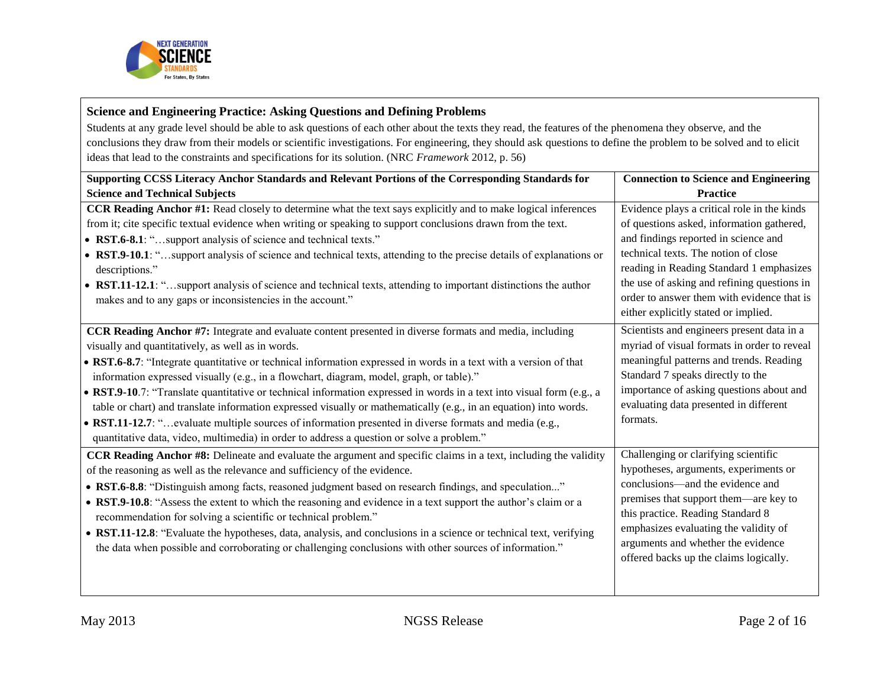## Science and Engineering Practice: Asking Questions and Defining Problems

Students at any grade level should be able to ask questions of each other about the texts they read, the features of the phenomena they observe, and the conclusions they draw from their models or scientific investigations. For engineering, they should ask questions to define the problem to be solved and to elicit ideas that lead to the constraints and specifications for its solution. (NRC *Framework* 2012, p. 56)

| Supporting CCSS Literacy Anchor Standards and Relevant Portions of the Corresponding Standards for Science and Technical Subjects | Connection to Science and Engineering Practice |
| --- | --- |
| **CCR Reading Anchor #1:** Read closely to determine what the text says explicitly and to make logical inferences from it; cite specific textual evidence when writing or speaking to support conclusions drawn from the text.<br>• **RST.6-8.1**: "…support analysis of science and technical texts."<br>• **RST.9-10.1**: "…support analysis of science and technical texts, attending to the precise details of explanations or descriptions."<br>• **RST.11-12.1**: "…support analysis of science and technical texts, attending to important distinctions the author makes and to any gaps or inconsistencies in the account." | Evidence plays a critical role in the kinds of questions asked, information gathered, and findings reported in science and technical texts. The notion of close reading in Reading Standard 1 emphasizes the use of asking and refining questions in order to answer them with evidence that is either explicitly stated or implied. |
| **CCR Reading Anchor #7:** Integrate and evaluate content presented in diverse formats and media, including visually and quantitatively, as well as in words.<br>• **RST.6-8.7**: "Integrate quantitative or technical information expressed in words in a text with a version of that information expressed visually (e.g., in a flowchart, diagram, model, graph, or table)."<br>• **RST.9-10**.7: "Translate quantitative or technical information expressed in words in a text into visual form (e.g., a table or chart) and translate information expressed visually or mathematically (e.g., in an equation) into words.<br>• **RST.11-12.7**: "…evaluate multiple sources of information presented in diverse formats and media (e.g., quantitative data, video, multimedia) in order to address a question or solve a problem." | Scientists and engineers present data in a myriad of visual formats in order to reveal meaningful patterns and trends. Reading Standard 7 speaks directly to the importance of asking questions about and evaluating data presented in different formats. |
| **CCR Reading Anchor #8:** Delineate and evaluate the argument and specific claims in a text, including the validity of the reasoning as well as the relevance and sufficiency of the evidence.<br>• **RST.6-8.8**: "Distinguish among facts, reasoned judgment based on research findings, and speculation..."<br>• **RST.9-10.8**: "Assess the extent to which the reasoning and evidence in a text support the author's claim or a recommendation for solving a scientific or technical problem."<br>• **RST.11-12.8**: "Evaluate the hypotheses, data, analysis, and conclusions in a science or technical text, verifying the data when possible and corroborating or challenging conclusions with other sources of information." | Challenging or clarifying scientific hypotheses, arguments, experiments or conclusions—and the evidence and premises that support them—are key to this practice. Reading Standard 8 emphasizes evaluating the validity of arguments and whether the evidence offered backs up the claims logically. |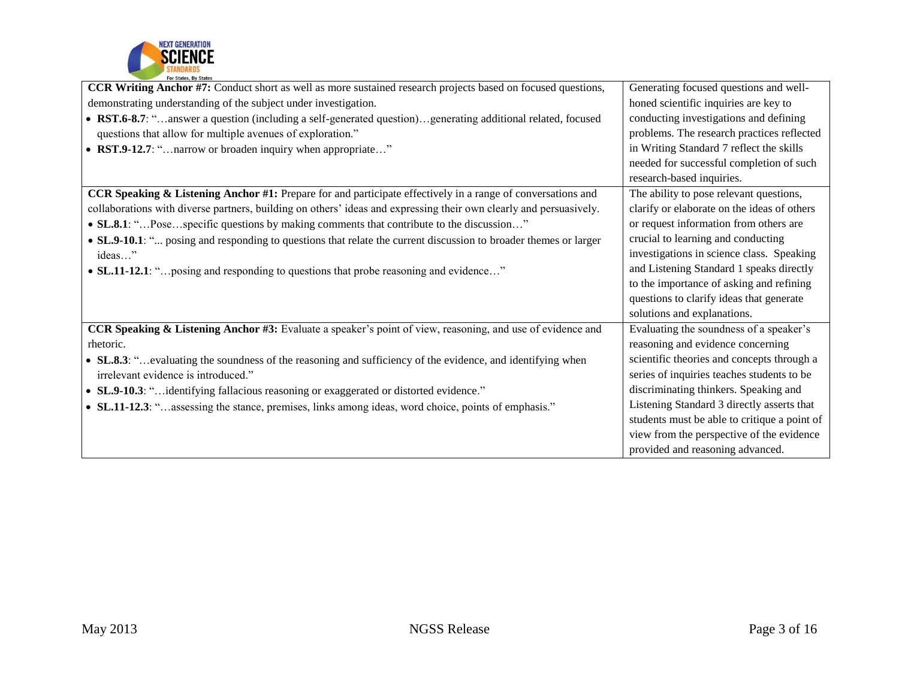| | |
|---|---|
| **CCR Writing Anchor #7:** Conduct short as well as more sustained research projects based on focused questions, demonstrating understanding of the subject under investigation.<br>• **RST.6-8.7**: "…answer a question (including a self-generated question)…generating additional related, focused questions that allow for multiple avenues of exploration."<br>• **RST.9-12.7**: "…narrow or broaden inquiry when appropriate…" | Generating focused questions and well-honed scientific inquiries are key to conducting investigations and defining problems. The research practices reflected in Writing Standard 7 reflect the skills needed for successful completion of such research-based inquiries. |
| **CCR Speaking & Listening Anchor #1:** Prepare for and participate effectively in a range of conversations and collaborations with diverse partners, building on others' ideas and expressing their own clearly and persuasively.<br>• **SL.8.1**: "…Pose…specific questions by making comments that contribute to the discussion…"<br>• **SL.9-10.1**: "... posing and responding to questions that relate the current discussion to broader themes or larger ideas…"<br>• **SL.11-12.1**: "…posing and responding to questions that probe reasoning and evidence…" | The ability to pose relevant questions, clarify or elaborate on the ideas of others or request information from others are crucial to learning and conducting investigations in science class. Speaking and Listening Standard 1 speaks directly to the importance of asking and refining questions to clarify ideas that generate solutions and explanations. |
| **CCR Speaking & Listening Anchor #3:** Evaluate a speaker's point of view, reasoning, and use of evidence and rhetoric.<br>• **SL.8.3**: "…evaluating the soundness of the reasoning and sufficiency of the evidence, and identifying when irrelevant evidence is introduced."<br>• **SL.9-10.3**: "…identifying fallacious reasoning or exaggerated or distorted evidence."<br>• **SL.11-12.3**: "…assessing the stance, premises, links among ideas, word choice, points of emphasis." | Evaluating the soundness of a speaker's reasoning and evidence concerning scientific theories and concepts through a series of inquiries teaches students to be discriminating thinkers. Speaking and Listening Standard 3 directly asserts that students must be able to critique a point of view from the perspective of the evidence provided and reasoning advanced. |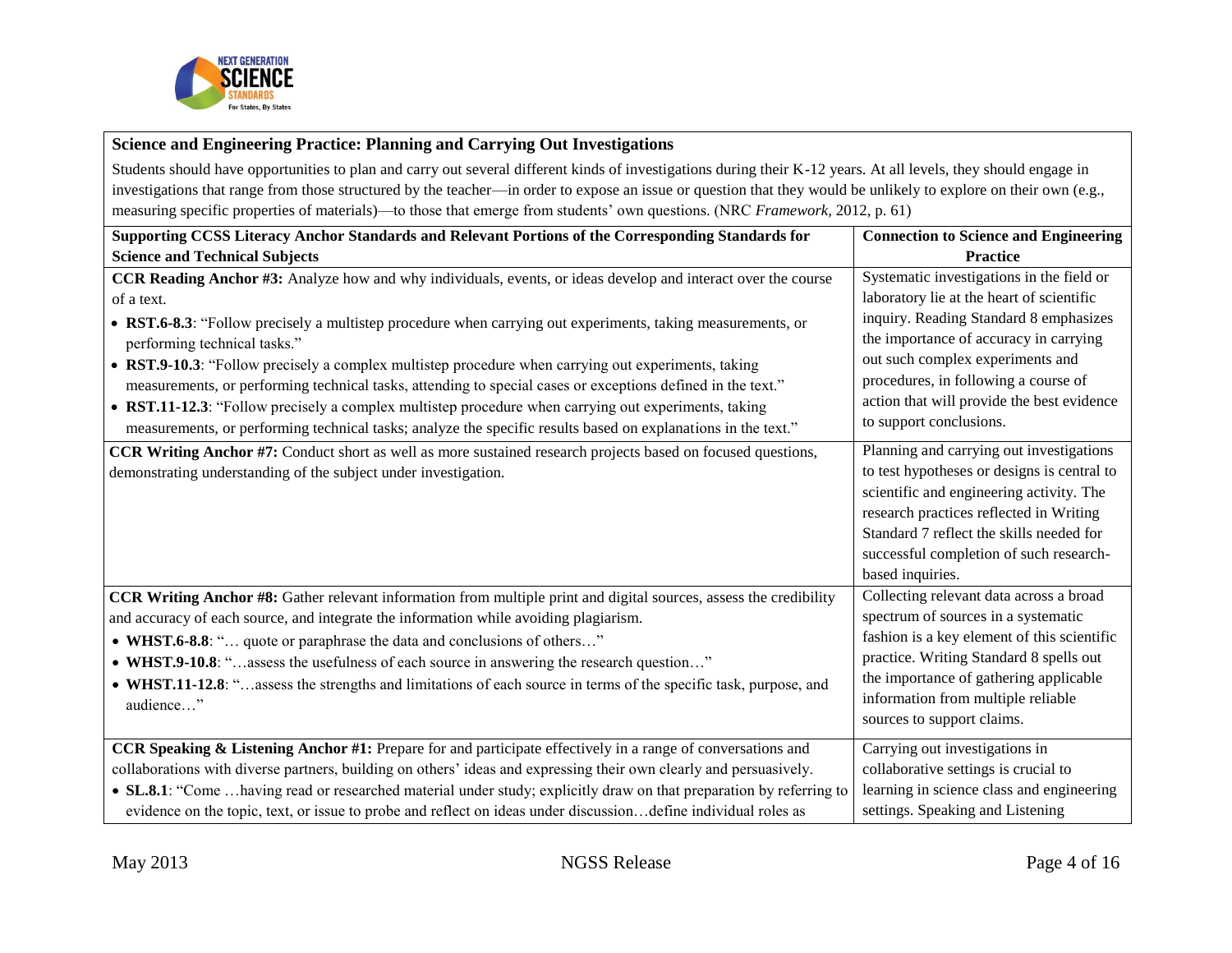**Science and Engineering Practice: Planning and Carrying Out Investigations**

Students should have opportunities to plan and carry out several different kinds of investigations during their K-12 years. At all levels, they should engage in investigations that range from those structured by the teacher—in order to expose an issue or question that they would be unlikely to explore on their own (e.g., measuring specific properties of materials)—to those that emerge from students' own questions. (NRC *Framework*, 2012, p. 61)

| Supporting CCSS Literacy Anchor Standards and Relevant Portions of the Corresponding Standards for Science and Technical Subjects | Connection to Science and Engineering Practice |
|---|---|
| **CCR Reading Anchor #3:** Analyze how and why individuals, events, or ideas develop and interact over the course of a text.<br>• **RST.6-8.3**: "Follow precisely a multistep procedure when carrying out experiments, taking measurements, or performing technical tasks."<br>• **RST.9-10.3**: "Follow precisely a complex multistep procedure when carrying out experiments, taking measurements, or performing technical tasks, attending to special cases or exceptions defined in the text."<br>• **RST.11-12.3**: "Follow precisely a complex multistep procedure when carrying out experiments, taking measurements, or performing technical tasks; analyze the specific results based on explanations in the text." | Systematic investigations in the field or laboratory lie at the heart of scientific inquiry. Reading Standard 8 emphasizes the importance of accuracy in carrying out such complex experiments and procedures, in following a course of action that will provide the best evidence to support conclusions. |
| **CCR Writing Anchor #7:** Conduct short as well as more sustained research projects based on focused questions, demonstrating understanding of the subject under investigation. | Planning and carrying out investigations to test hypotheses or designs is central to scientific and engineering activity. The research practices reflected in Writing Standard 7 reflect the skills needed for successful completion of such research-based inquiries. |
| **CCR Writing Anchor #8:** Gather relevant information from multiple print and digital sources, assess the credibility and accuracy of each source, and integrate the information while avoiding plagiarism.<br>• **WHST.6-8.8**: "… quote or paraphrase the data and conclusions of others…"<br>• **WHST.9-10.8**: "…assess the usefulness of each source in answering the research question…"<br>• **WHST.11-12.8**: "…assess the strengths and limitations of each source in terms of the specific task, purpose, and audience…" | Collecting relevant data across a broad spectrum of sources in a systematic fashion is a key element of this scientific practice. Writing Standard 8 spells out the importance of gathering applicable information from multiple reliable sources to support claims. |
| **CCR Speaking & Listening Anchor #1:** Prepare for and participate effectively in a range of conversations and collaborations with diverse partners, building on others' ideas and expressing their own clearly and persuasively.<br>• **SL.8.1**: "Come …having read or researched material under study; explicitly draw on that preparation by referring to evidence on the topic, text, or issue to probe and reflect on ideas under discussion…define individual roles as | Carrying out investigations in collaborative settings is crucial to learning in science class and engineering settings. Speaking and Listening |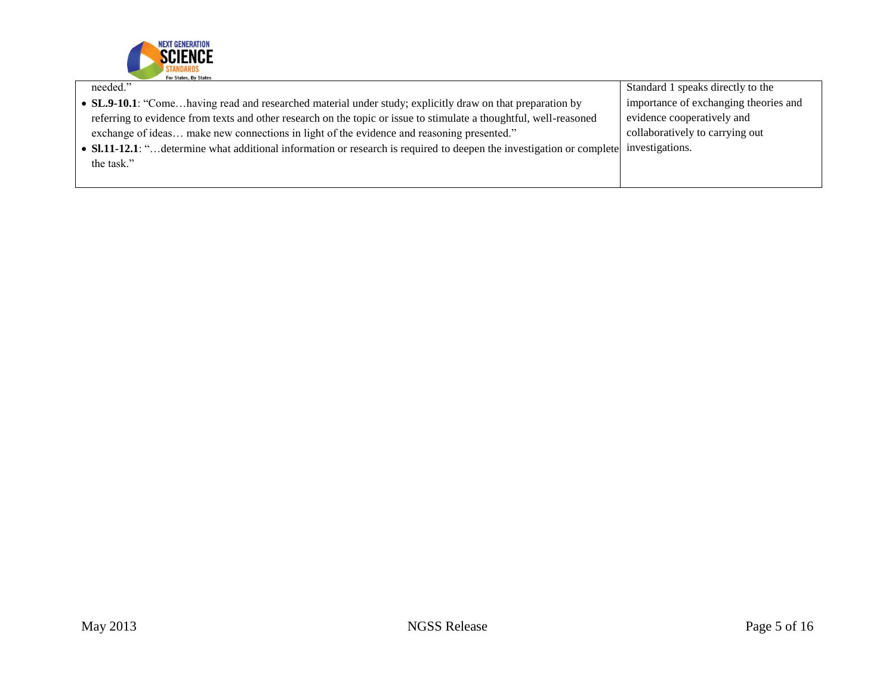| | |
|---|---|
| needed."<br>• **SL.9-10.1**: "Come…having read and researched material under study; explicitly draw on that preparation by referring to evidence from texts and other research on the topic or issue to stimulate a thoughtful, well-reasoned exchange of ideas… make new connections in light of the evidence and reasoning presented."<br>• **Sl.11-12.1**: "…determine what additional information or research is required to deepen the investigation or complete the task." | Standard 1 speaks directly to the importance of exchanging theories and evidence cooperatively and collaboratively to carrying out investigations. |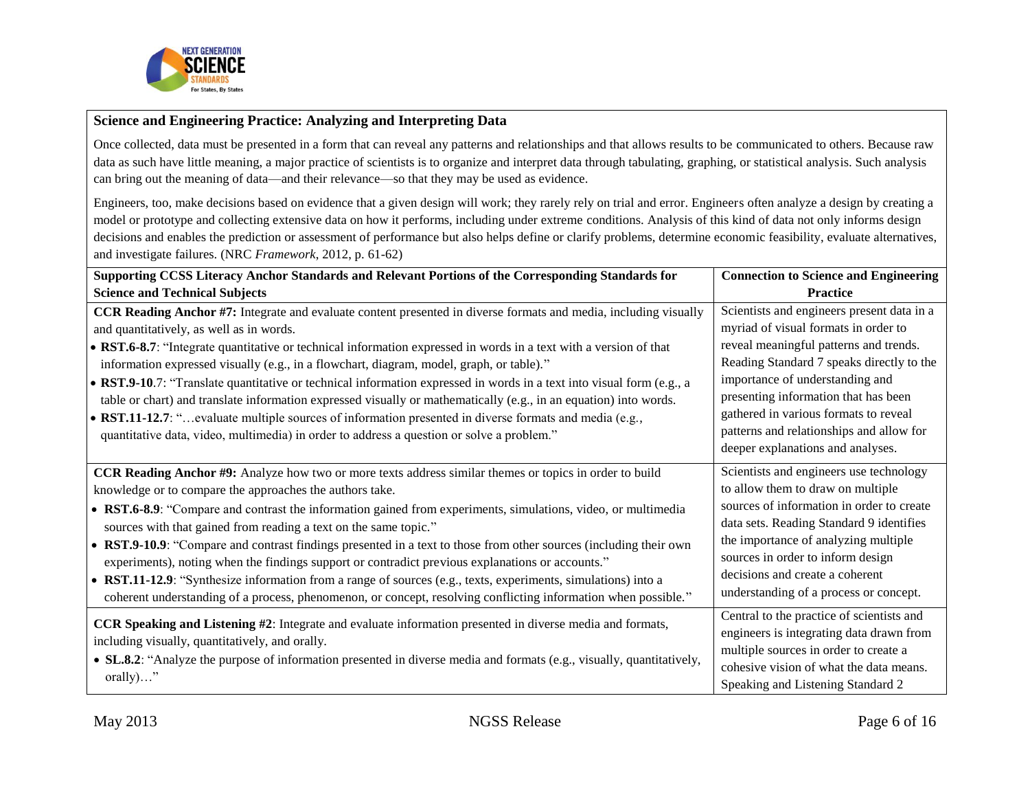## Science and Engineering Practice: Analyzing and Interpreting Data

Once collected, data must be presented in a form that can reveal any patterns and relationships and that allows results to be communicated to others. Because raw data as such have little meaning, a major practice of scientists is to organize and interpret data through tabulating, graphing, or statistical analysis. Such analysis can bring out the meaning of data—and their relevance—so that they may be used as evidence.

Engineers, too, make decisions based on evidence that a given design will work; they rarely rely on trial and error. Engineers often analyze a design by creating a model or prototype and collecting extensive data on how it performs, including under extreme conditions. Analysis of this kind of data not only informs design decisions and enables the prediction or assessment of performance but also helps define or clarify problems, determine economic feasibility, evaluate alternatives, and investigate failures. (NRC *Framework*, 2012, p. 61-62)

| Supporting CCSS Literacy Anchor Standards and Relevant Portions of the Corresponding Standards for Science and Technical Subjects | Connection to Science and Engineering Practice |
|---|---|
| **CCR Reading Anchor #7:** Integrate and evaluate content presented in diverse formats and media, including visually and quantitatively, as well as in words.<br>• **RST.6-8.7**: "Integrate quantitative or technical information expressed in words in a text with a version of that information expressed visually (e.g., in a flowchart, diagram, model, graph, or table)."<br>• **RST.9-10**.7: "Translate quantitative or technical information expressed in words in a text into visual form (e.g., a table or chart) and translate information expressed visually or mathematically (e.g., in an equation) into words.<br>• **RST.11-12.7**: "…evaluate multiple sources of information presented in diverse formats and media (e.g., quantitative data, video, multimedia) in order to address a question or solve a problem." | Scientists and engineers present data in a myriad of visual formats in order to reveal meaningful patterns and trends. Reading Standard 7 speaks directly to the importance of understanding and presenting information that has been gathered in various formats to reveal patterns and relationships and allow for deeper explanations and analyses. |
| **CCR Reading Anchor #9:** Analyze how two or more texts address similar themes or topics in order to build knowledge or to compare the approaches the authors take.<br>• **RST.6-8.9**: "Compare and contrast the information gained from experiments, simulations, video, or multimedia sources with that gained from reading a text on the same topic."<br>• **RST.9-10.9**: "Compare and contrast findings presented in a text to those from other sources (including their own experiments), noting when the findings support or contradict previous explanations or accounts."<br>• **RST.11-12.9**: "Synthesize information from a range of sources (e.g., texts, experiments, simulations) into a coherent understanding of a process, phenomenon, or concept, resolving conflicting information when possible." | Scientists and engineers use technology to allow them to draw on multiple sources of information in order to create data sets. Reading Standard 9 identifies the importance of analyzing multiple sources in order to inform design decisions and create a coherent understanding of a process or concept. |
| **CCR Speaking and Listening #2**: Integrate and evaluate information presented in diverse media and formats, including visually, quantitatively, and orally.<br>• **SL.8.2**: "Analyze the purpose of information presented in diverse media and formats (e.g., visually, quantitatively, orally)…" | Central to the practice of scientists and engineers is integrating data drawn from multiple sources in order to create a cohesive vision of what the data means. Speaking and Listening Standard 2 |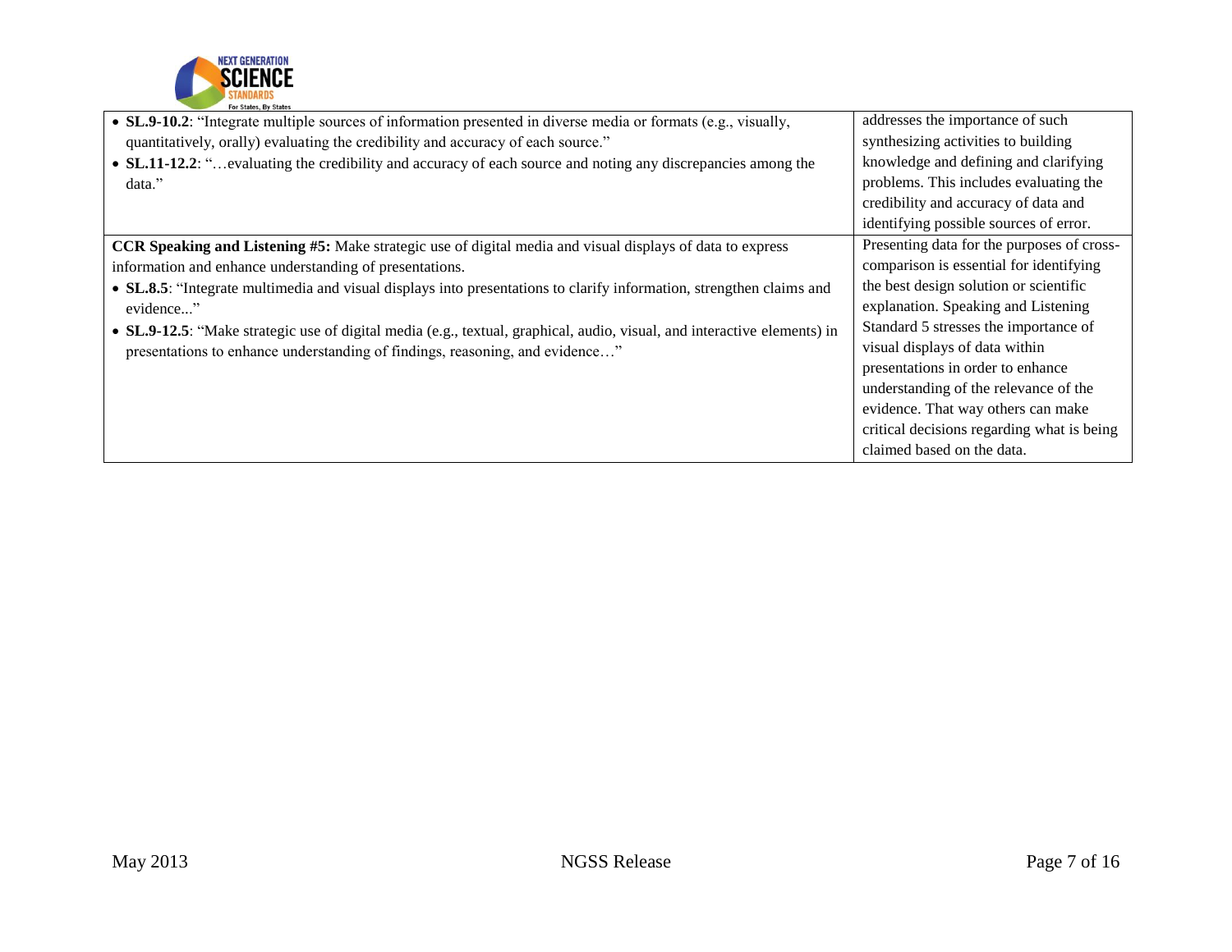| | |
|---|---|
| • **SL.9-10.2**: "Integrate multiple sources of information presented in diverse media or formats (e.g., visually, quantitatively, orally) evaluating the credibility and accuracy of each source."<br>• **SL.11-12.2**: "…evaluating the credibility and accuracy of each source and noting any discrepancies among the data." | addresses the importance of such synthesizing activities to building knowledge and defining and clarifying problems. This includes evaluating the credibility and accuracy of data and identifying possible sources of error. |
| **CCR Speaking and Listening #5:** Make strategic use of digital media and visual displays of data to express information and enhance understanding of presentations.<br>• **SL.8.5**: "Integrate multimedia and visual displays into presentations to clarify information, strengthen claims and evidence..."<br>• **SL.9-12.5**: "Make strategic use of digital media (e.g., textual, graphical, audio, visual, and interactive elements) in presentations to enhance understanding of findings, reasoning, and evidence…" | Presenting data for the purposes of cross-comparison is essential for identifying the best design solution or scientific explanation. Speaking and Listening Standard 5 stresses the importance of visual displays of data within presentations in order to enhance understanding of the relevance of the evidence. That way others can make critical decisions regarding what is being claimed based on the data. |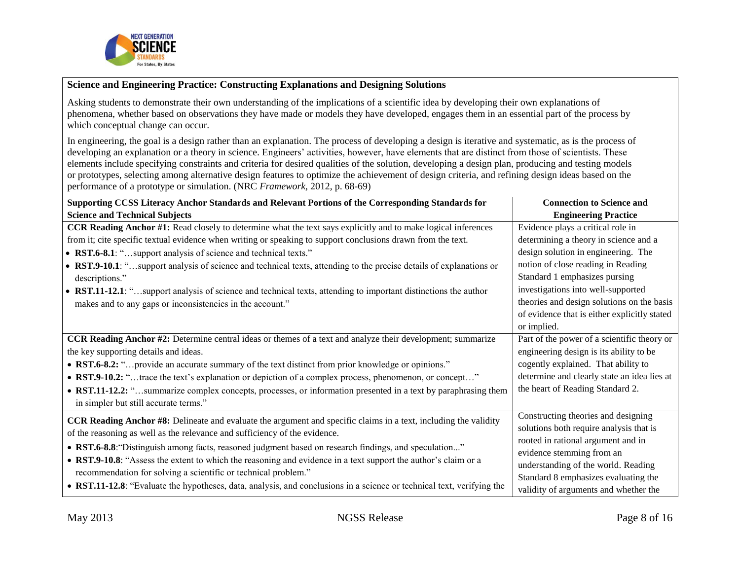**Science and Engineering Practice: Constructing Explanations and Designing Solutions**

Asking students to demonstrate their own understanding of the implications of a scientific idea by developing their own explanations of phenomena, whether based on observations they have made or models they have developed, engages them in an essential part of the process by which conceptual change can occur.

In engineering, the goal is a design rather than an explanation. The process of developing a design is iterative and systematic, as is the process of developing an explanation or a theory in science. Engineers' activities, however, have elements that are distinct from those of scientists. These elements include specifying constraints and criteria for desired qualities of the solution, developing a design plan, producing and testing models or prototypes, selecting among alternative design features to optimize the achievement of design criteria, and refining design ideas based on the performance of a prototype or simulation. (NRC *Framework*, 2012, p. 68-69)

| Supporting CCSS Literacy Anchor Standards and Relevant Portions of the Corresponding Standards for Science and Technical Subjects | Connection to Science and Engineering Practice |
|---|---|
| **CCR Reading Anchor #1:** Read closely to determine what the text says explicitly and to make logical inferences from it; cite specific textual evidence when writing or speaking to support conclusions drawn from the text.<br>• **RST.6-8.1**: "…support analysis of science and technical texts."<br>• **RST.9-10.1**: "…support analysis of science and technical texts, attending to the precise details of explanations or descriptions."<br>• **RST.11-12.1**: "…support analysis of science and technical texts, attending to important distinctions the author makes and to any gaps or inconsistencies in the account." | Evidence plays a critical role in determining a theory in science and a design solution in engineering. The notion of close reading in Reading Standard 1 emphasizes pursing investigations into well-supported theories and design solutions on the basis of evidence that is either explicitly stated or implied. |
| **CCR Reading Anchor #2:** Determine central ideas or themes of a text and analyze their development; summarize the key supporting details and ideas.<br>• **RST.6-8.2:** "…provide an accurate summary of the text distinct from prior knowledge or opinions."<br>• **RST.9-10.2:** "…trace the text's explanation or depiction of a complex process, phenomenon, or concept…"<br>• **RST.11-12.2:** "…summarize complex concepts, processes, or information presented in a text by paraphrasing them in simpler but still accurate terms." | Part of the power of a scientific theory or engineering design is its ability to be cogently explained. That ability to determine and clearly state an idea lies at the heart of Reading Standard 2. |
| **CCR Reading Anchor #8:** Delineate and evaluate the argument and specific claims in a text, including the validity of the reasoning as well as the relevance and sufficiency of the evidence.<br>• **RST.6-8.8**:"Distinguish among facts, reasoned judgment based on research findings, and speculation..."<br>• **RST.9-10.8**: "Assess the extent to which the reasoning and evidence in a text support the author's claim or a recommendation for solving a scientific or technical problem."<br>• **RST.11-12.8**: "Evaluate the hypotheses, data, analysis, and conclusions in a science or technical text, verifying the | Constructing theories and designing solutions both require analysis that is rooted in rational argument and in evidence stemming from an understanding of the world. Reading Standard 8 emphasizes evaluating the validity of arguments and whether the |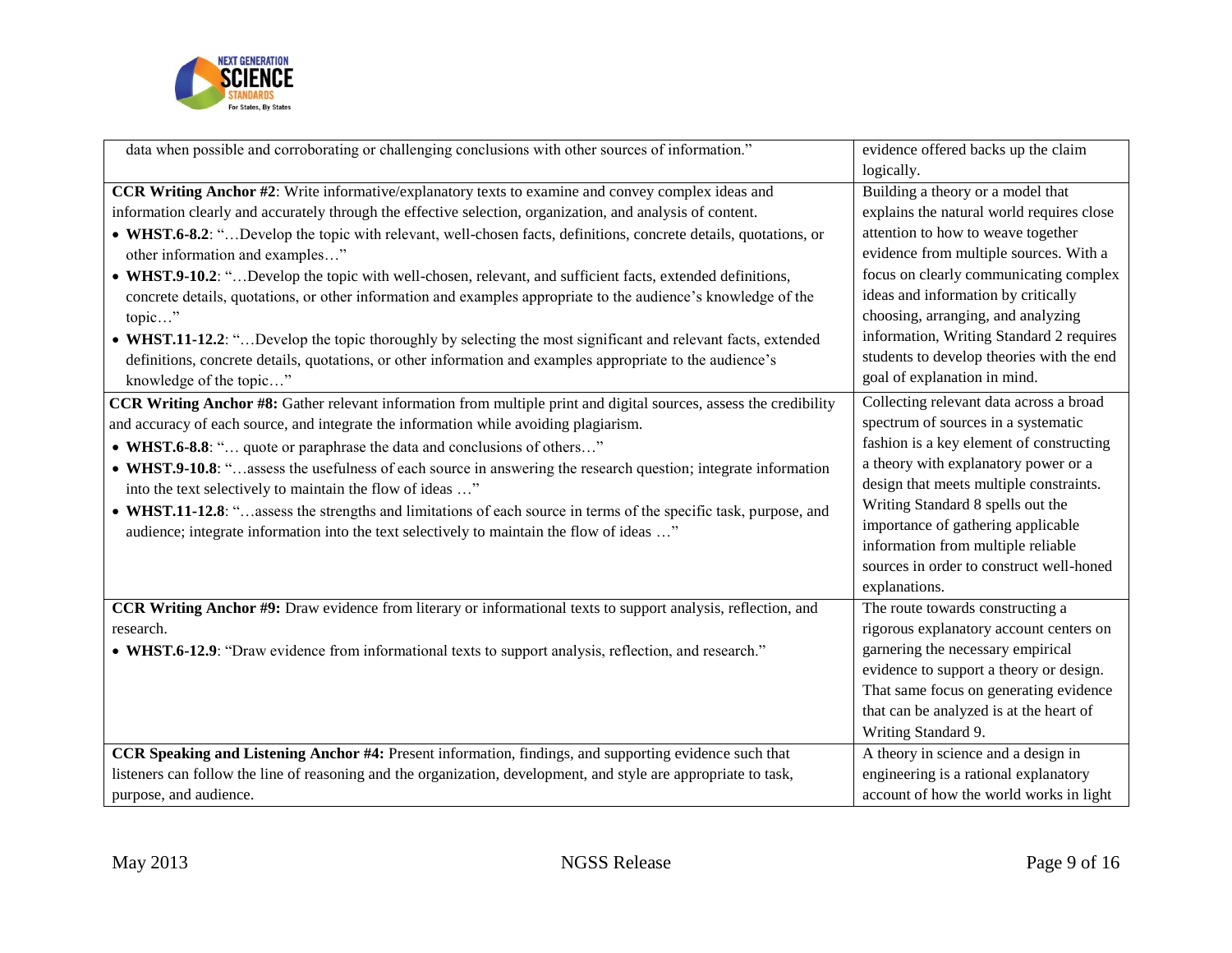| | |
|---|---|
| data when possible and corroborating or challenging conclusions with other sources of information." | evidence offered backs up the claim logically. |
| **CCR Writing Anchor #2**: Write informative/explanatory texts to examine and convey complex ideas and information clearly and accurately through the effective selection, organization, and analysis of content.<br>• **WHST.6-8.2**: "…Develop the topic with relevant, well-chosen facts, definitions, concrete details, quotations, or other information and examples…"<br>• **WHST.9-10.2**: "…Develop the topic with well-chosen, relevant, and sufficient facts, extended definitions, concrete details, quotations, or other information and examples appropriate to the audience's knowledge of the topic…"<br>• **WHST.11-12.2**: "…Develop the topic thoroughly by selecting the most significant and relevant facts, extended definitions, concrete details, quotations, or other information and examples appropriate to the audience's knowledge of the topic…" | Building a theory or a model that explains the natural world requires close attention to how to weave together evidence from multiple sources. With a focus on clearly communicating complex ideas and information by critically choosing, arranging, and analyzing information, Writing Standard 2 requires students to develop theories with the end goal of explanation in mind. |
| **CCR Writing Anchor #8:** Gather relevant information from multiple print and digital sources, assess the credibility and accuracy of each source, and integrate the information while avoiding plagiarism.<br>• **WHST.6-8.8**: "… quote or paraphrase the data and conclusions of others…"<br>• **WHST.9-10.8**: "…assess the usefulness of each source in answering the research question; integrate information into the text selectively to maintain the flow of ideas …"<br>• **WHST.11-12.8**: "…assess the strengths and limitations of each source in terms of the specific task, purpose, and audience; integrate information into the text selectively to maintain the flow of ideas …" | Collecting relevant data across a broad spectrum of sources in a systematic fashion is a key element of constructing a theory with explanatory power or a design that meets multiple constraints. Writing Standard 8 spells out the importance of gathering applicable information from multiple reliable sources in order to construct well-honed explanations. |
| **CCR Writing Anchor #9:** Draw evidence from literary or informational texts to support analysis, reflection, and research.<br>• **WHST.6-12.9**: "Draw evidence from informational texts to support analysis, reflection, and research." | The route towards constructing a rigorous explanatory account centers on garnering the necessary empirical evidence to support a theory or design. That same focus on generating evidence that can be analyzed is at the heart of Writing Standard 9. |
| **CCR Speaking and Listening Anchor #4:** Present information, findings, and supporting evidence such that listeners can follow the line of reasoning and the organization, development, and style are appropriate to task, purpose, and audience. | A theory in science and a design in engineering is a rational explanatory account of how the world works in light |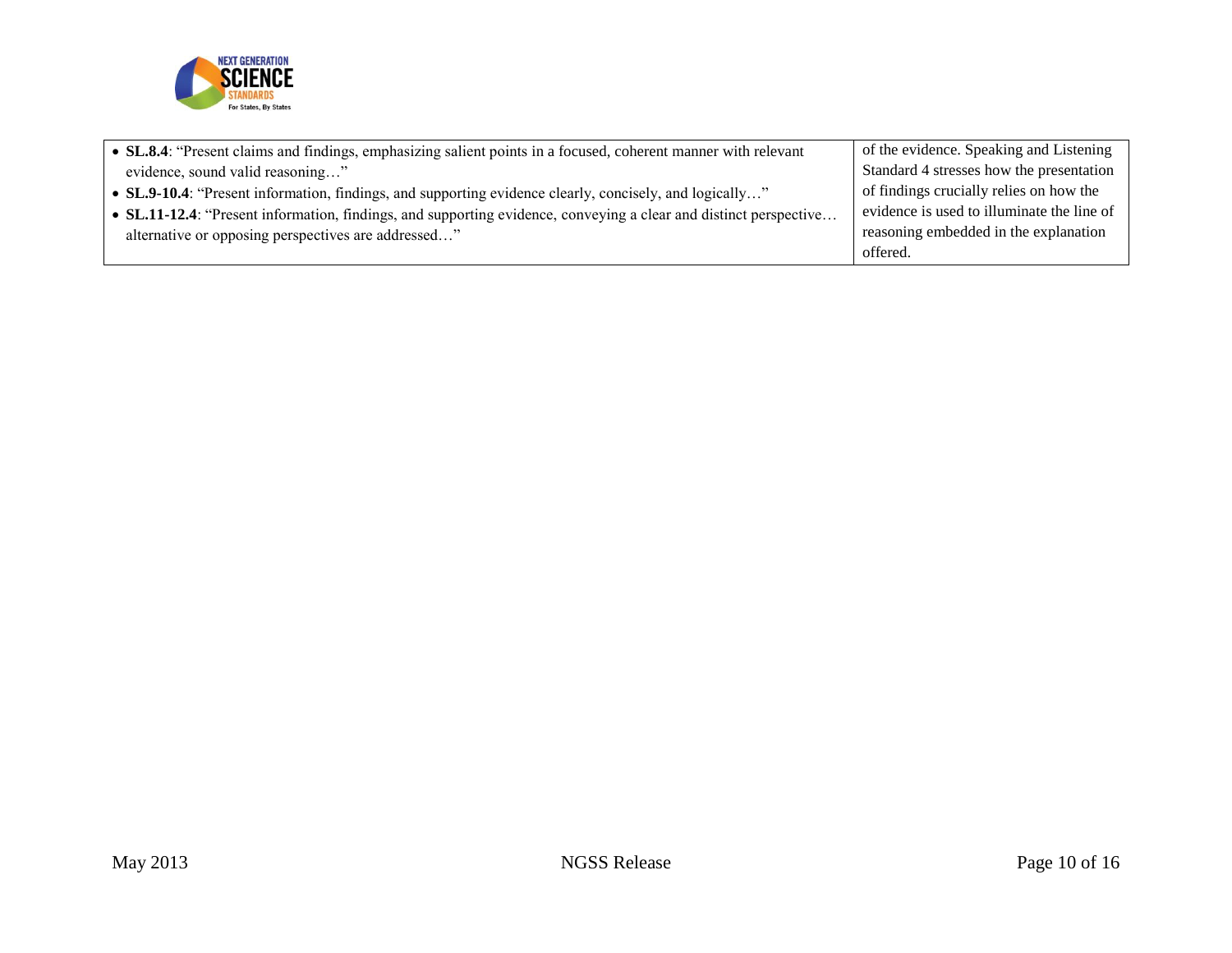| | |
|---|---|
| • **SL.8.4**: "Present claims and findings, emphasizing salient points in a focused, coherent manner with relevant evidence, sound valid reasoning…"<br>• **SL.9-10.4**: "Present information, findings, and supporting evidence clearly, concisely, and logically…"<br>• **SL.11-12.4**: "Present information, findings, and supporting evidence, conveying a clear and distinct perspective… alternative or opposing perspectives are addressed…" | of the evidence. Speaking and Listening Standard 4 stresses how the presentation of findings crucially relies on how the evidence is used to illuminate the line of reasoning embedded in the explanation offered. |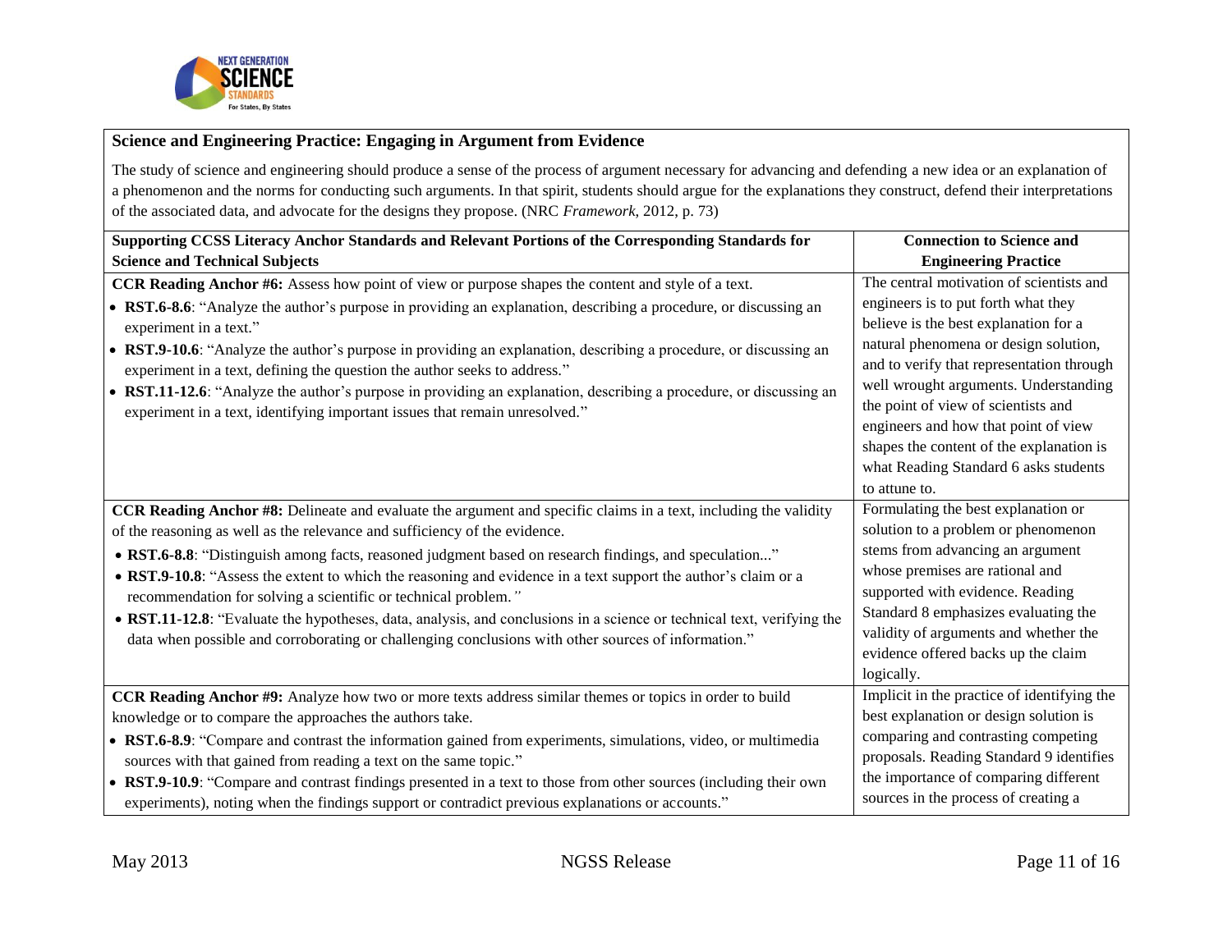**Science and Engineering Practice: Engaging in Argument from Evidence**

The study of science and engineering should produce a sense of the process of argument necessary for advancing and defending a new idea or an explanation of a phenomenon and the norms for conducting such arguments. In that spirit, students should argue for the explanations they construct, defend their interpretations of the associated data, and advocate for the designs they propose. (NRC *Framework*, 2012, p. 73)

| Supporting CCSS Literacy Anchor Standards and Relevant Portions of the Corresponding Standards for Science and Technical Subjects | Connection to Science and Engineering Practice |
|---|---|
| **CCR Reading Anchor #6:** Assess how point of view or purpose shapes the content and style of a text.<br>• **RST.6-8.6**: "Analyze the author's purpose in providing an explanation, describing a procedure, or discussing an experiment in a text."<br>• **RST.9-10.6**: "Analyze the author's purpose in providing an explanation, describing a procedure, or discussing an experiment in a text, defining the question the author seeks to address."<br>• **RST.11-12.6**: "Analyze the author's purpose in providing an explanation, describing a procedure, or discussing an experiment in a text, identifying important issues that remain unresolved." | The central motivation of scientists and engineers is to put forth what they believe is the best explanation for a natural phenomena or design solution, and to verify that representation through well wrought arguments. Understanding the point of view of scientists and engineers and how that point of view shapes the content of the explanation is what Reading Standard 6 asks students to attune to. |
| **CCR Reading Anchor #8:** Delineate and evaluate the argument and specific claims in a text, including the validity of the reasoning as well as the relevance and sufficiency of the evidence.<br>• **RST.6-8.8**: "Distinguish among facts, reasoned judgment based on research findings, and speculation..."<br>• **RST.9-10.8**: "Assess the extent to which the reasoning and evidence in a text support the author's claim or a recommendation for solving a scientific or technical problem."<br>• **RST.11-12.8**: "Evaluate the hypotheses, data, analysis, and conclusions in a science or technical text, verifying the data when possible and corroborating or challenging conclusions with other sources of information." | Formulating the best explanation or solution to a problem or phenomenon stems from advancing an argument whose premises are rational and supported with evidence. Reading Standard 8 emphasizes evaluating the validity of arguments and whether the evidence offered backs up the claim logically. |
| **CCR Reading Anchor #9:** Analyze how two or more texts address similar themes or topics in order to build knowledge or to compare the approaches the authors take.<br>• **RST.6-8.9**: "Compare and contrast the information gained from experiments, simulations, video, or multimedia sources with that gained from reading a text on the same topic."<br>• **RST.9-10.9**: "Compare and contrast findings presented in a text to those from other sources (including their own experiments), noting when the findings support or contradict previous explanations or accounts." | Implicit in the practice of identifying the best explanation or design solution is comparing and contrasting competing proposals. Reading Standard 9 identifies the importance of comparing different sources in the process of creating a |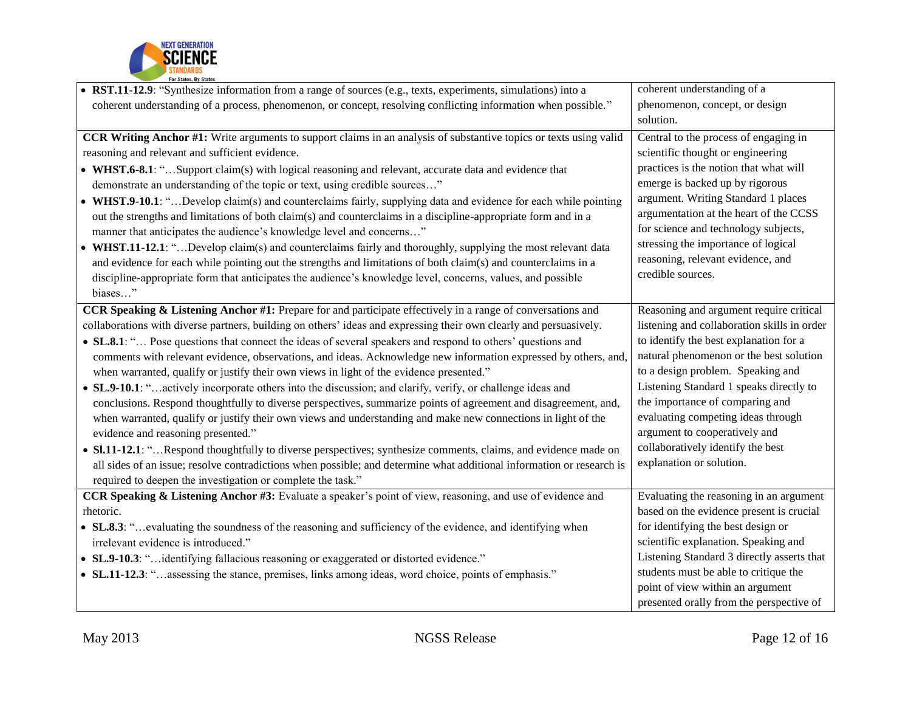| | |
|---|---|
| • **RST.11-12.9**: "Synthesize information from a range of sources (e.g., texts, experiments, simulations) into a coherent understanding of a process, phenomenon, or concept, resolving conflicting information when possible." | coherent understanding of a phenomenon, concept, or design solution. |
| **CCR Writing Anchor #1:** Write arguments to support claims in an analysis of substantive topics or texts using valid reasoning and relevant and sufficient evidence.<br>• **WHST.6-8.1**: "…Support claim(s) with logical reasoning and relevant, accurate data and evidence that demonstrate an understanding of the topic or text, using credible sources…"<br>• **WHST.9-10.1**: "…Develop claim(s) and counterclaims fairly, supplying data and evidence for each while pointing out the strengths and limitations of both claim(s) and counterclaims in a discipline-appropriate form and in a manner that anticipates the audience's knowledge level and concerns…"<br>• **WHST.11-12.1**: "…Develop claim(s) and counterclaims fairly and thoroughly, supplying the most relevant data and evidence for each while pointing out the strengths and limitations of both claim(s) and counterclaims in a discipline-appropriate form that anticipates the audience's knowledge level, concerns, values, and possible biases…" | Central to the process of engaging in scientific thought or engineering practices is the notion that what will emerge is backed up by rigorous argument. Writing Standard 1 places argumentation at the heart of the CCSS for science and technology subjects, stressing the importance of logical reasoning, relevant evidence, and credible sources. |
| **CCR Speaking & Listening Anchor #1:** Prepare for and participate effectively in a range of conversations and collaborations with diverse partners, building on others' ideas and expressing their own clearly and persuasively.<br>• **SL.8.1**: "… Pose questions that connect the ideas of several speakers and respond to others' questions and comments with relevant evidence, observations, and ideas. Acknowledge new information expressed by others, and, when warranted, qualify or justify their own views in light of the evidence presented."<br>• **SL.9-10.1**: "…actively incorporate others into the discussion; and clarify, verify, or challenge ideas and conclusions. Respond thoughtfully to diverse perspectives, summarize points of agreement and disagreement, and, when warranted, qualify or justify their own views and understanding and make new connections in light of the evidence and reasoning presented."<br>• **Sl.11-12.1**: "…Respond thoughtfully to diverse perspectives; synthesize comments, claims, and evidence made on all sides of an issue; resolve contradictions when possible; and determine what additional information or research is required to deepen the investigation or complete the task." | Reasoning and argument require critical listening and collaboration skills in order to identify the best explanation for a natural phenomenon or the best solution to a design problem. Speaking and Listening Standard 1 speaks directly to the importance of comparing and evaluating competing ideas through argument to cooperatively and collaboratively identify the best explanation or solution. |
| **CCR Speaking & Listening Anchor #3:** Evaluate a speaker's point of view, reasoning, and use of evidence and rhetoric.<br>• **SL.8.3**: "…evaluating the soundness of the reasoning and sufficiency of the evidence, and identifying when irrelevant evidence is introduced."<br>• **SL.9-10.3**: "…identifying fallacious reasoning or exaggerated or distorted evidence."<br>• **SL.11-12.3**: "…assessing the stance, premises, links among ideas, word choice, points of emphasis." | Evaluating the reasoning in an argument based on the evidence present is crucial for identifying the best design or scientific explanation. Speaking and Listening Standard 3 directly asserts that students must be able to critique the point of view within an argument presented orally from the perspective of |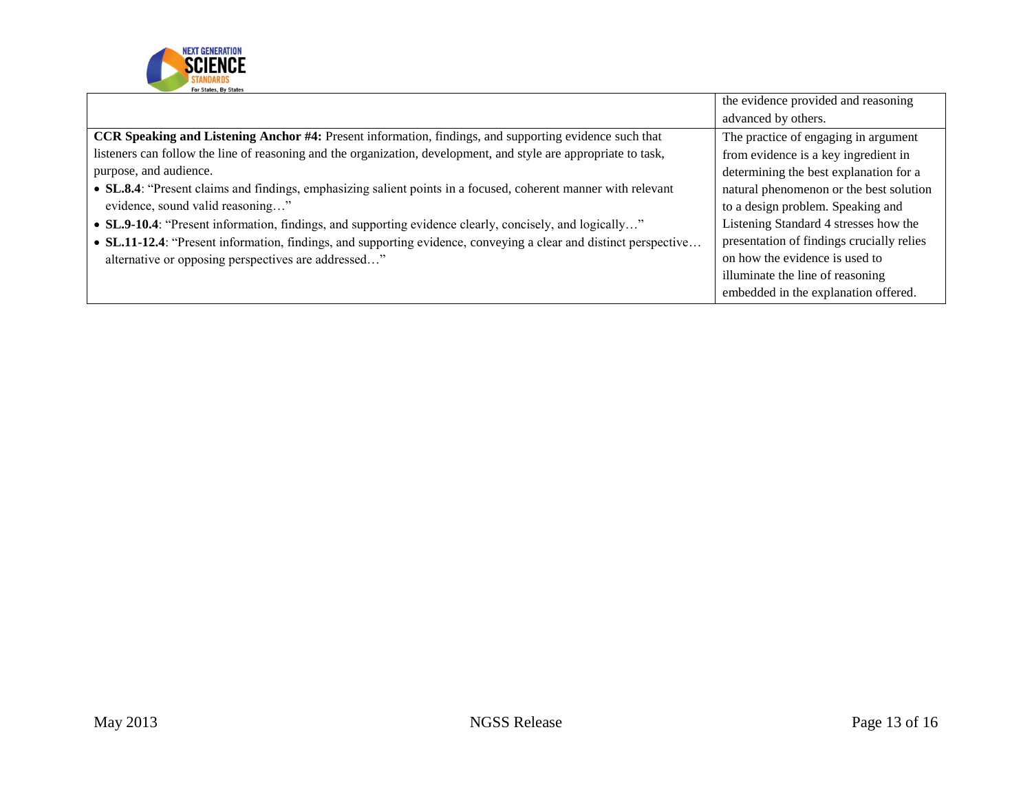| | |
|---|---|
| | the evidence provided and reasoning advanced by others. |
| **CCR Speaking and Listening Anchor #4:** Present information, findings, and supporting evidence such that listeners can follow the line of reasoning and the organization, development, and style are appropriate to task, purpose, and audience.<br>• **SL.8.4**: "Present claims and findings, emphasizing salient points in a focused, coherent manner with relevant evidence, sound valid reasoning…"<br>• **SL.9-10.4**: "Present information, findings, and supporting evidence clearly, concisely, and logically…"<br>• **SL.11-12.4**: "Present information, findings, and supporting evidence, conveying a clear and distinct perspective… alternative or opposing perspectives are addressed…" | The practice of engaging in argument from evidence is a key ingredient in determining the best explanation for a natural phenomenon or the best solution to a design problem. Speaking and Listening Standard 4 stresses how the presentation of findings crucially relies on how the evidence is used to illuminate the line of reasoning embedded in the explanation offered. |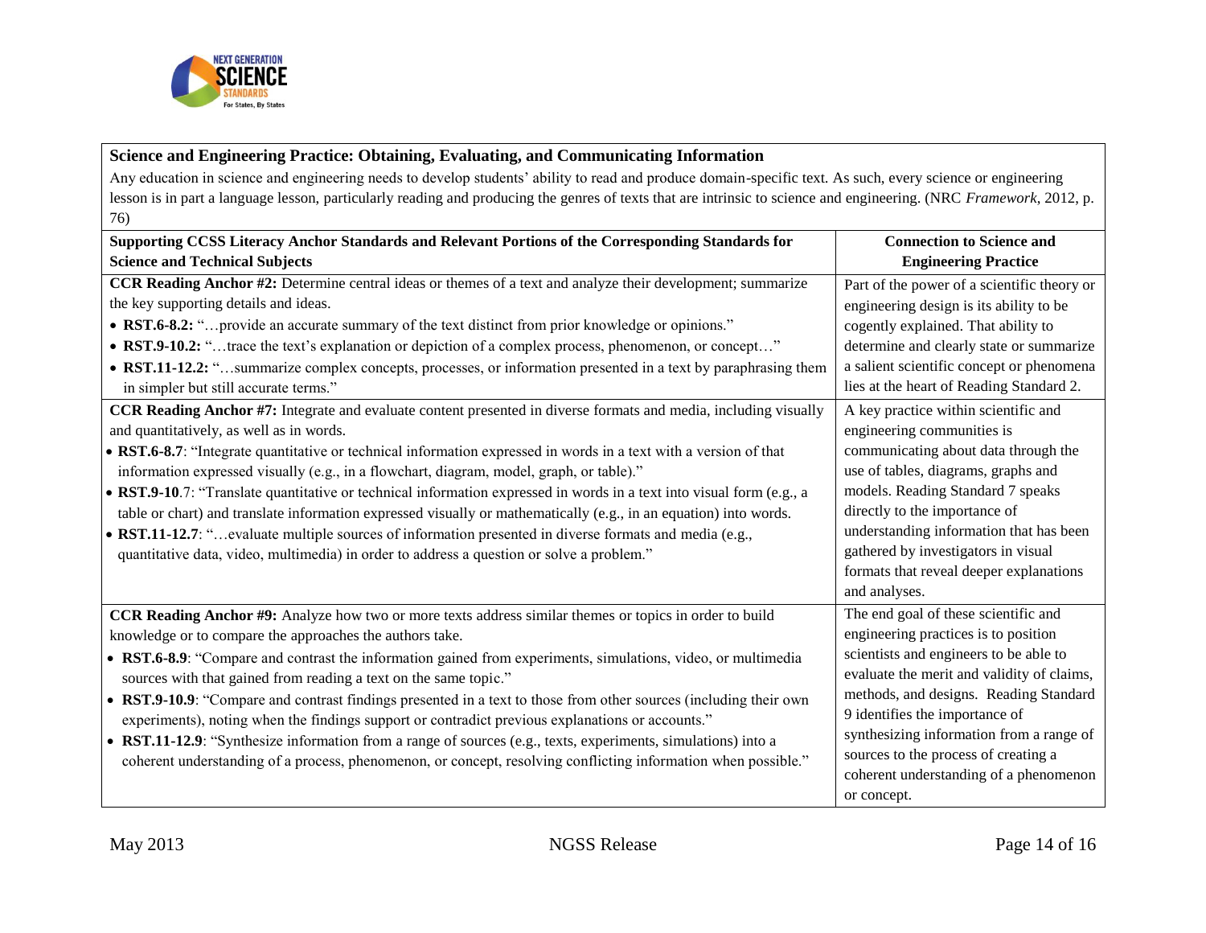**Science and Engineering Practice: Obtaining, Evaluating, and Communicating Information**

Any education in science and engineering needs to develop students' ability to read and produce domain-specific text. As such, every science or engineering lesson is in part a language lesson, particularly reading and producing the genres of texts that are intrinsic to science and engineering. (NRC *Framework*, 2012, p. 76)

| Supporting CCSS Literacy Anchor Standards and Relevant Portions of the Corresponding Standards for Science and Technical Subjects | Connection to Science and Engineering Practice |
|---|---|
| **CCR Reading Anchor #2:** Determine central ideas or themes of a text and analyze their development; summarize the key supporting details and ideas.<br>• **RST.6-8.2:** "…provide an accurate summary of the text distinct from prior knowledge or opinions."<br>• **RST.9-10.2:** "…trace the text's explanation or depiction of a complex process, phenomenon, or concept…"<br>• **RST.11-12.2:** "…summarize complex concepts, processes, or information presented in a text by paraphrasing them in simpler but still accurate terms." | Part of the power of a scientific theory or engineering design is its ability to be cogently explained. That ability to determine and clearly state or summarize a salient scientific concept or phenomena lies at the heart of Reading Standard 2. |
| **CCR Reading Anchor #7:** Integrate and evaluate content presented in diverse formats and media, including visually and quantitatively, as well as in words.<br>• **RST.6-8.7**: "Integrate quantitative or technical information expressed in words in a text with a version of that information expressed visually (e.g., in a flowchart, diagram, model, graph, or table)."<br>• **RST.9-10**.7: "Translate quantitative or technical information expressed in words in a text into visual form (e.g., a table or chart) and translate information expressed visually or mathematically (e.g., in an equation) into words.<br>• **RST.11-12.7**: "…evaluate multiple sources of information presented in diverse formats and media (e.g., quantitative data, video, multimedia) in order to address a question or solve a problem." | A key practice within scientific and engineering communities is communicating about data through the use of tables, diagrams, graphs and models. Reading Standard 7 speaks directly to the importance of understanding information that has been gathered by investigators in visual formats that reveal deeper explanations and analyses. |
| **CCR Reading Anchor #9:** Analyze how two or more texts address similar themes or topics in order to build knowledge or to compare the approaches the authors take.<br>• **RST.6-8.9**: "Compare and contrast the information gained from experiments, simulations, video, or multimedia sources with that gained from reading a text on the same topic."<br>• **RST.9-10.9**: "Compare and contrast findings presented in a text to those from other sources (including their own experiments), noting when the findings support or contradict previous explanations or accounts."<br>• **RST.11-12.9**: "Synthesize information from a range of sources (e.g., texts, experiments, simulations) into a coherent understanding of a process, phenomenon, or concept, resolving conflicting information when possible." | The end goal of these scientific and engineering practices is to position scientists and engineers to be able to evaluate the merit and validity of claims, methods, and designs. Reading Standard 9 identifies the importance of synthesizing information from a range of sources to the process of creating a coherent understanding of a phenomenon or concept. |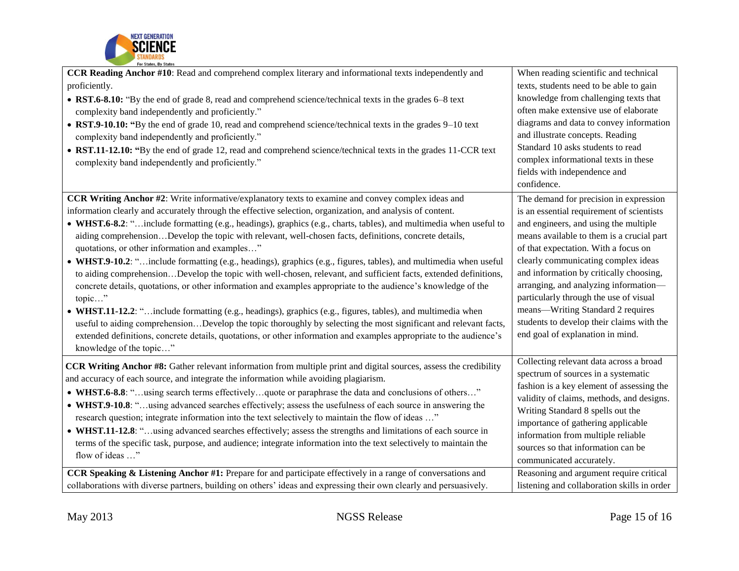| | |
|---|---|
| **CCR Reading Anchor #10**: Read and comprehend complex literary and informational texts independently and proficiently.<br>• **RST.6-8.10:** "By the end of grade 8, read and comprehend science/technical texts in the grades 6–8 text complexity band independently and proficiently."<br>• **RST.9-10.10: "**By the end of grade 10, read and comprehend science/technical texts in the grades 9–10 text complexity band independently and proficiently."<br>• **RST.11-12.10: "**By the end of grade 12, read and comprehend science/technical texts in the grades 11-CCR text complexity band independently and proficiently." | When reading scientific and technical texts, students need to be able to gain knowledge from challenging texts that often make extensive use of elaborate diagrams and data to convey information and illustrate concepts. Reading Standard 10 asks students to read complex informational texts in these fields with independence and confidence. |
| **CCR Writing Anchor #2**: Write informative/explanatory texts to examine and convey complex ideas and information clearly and accurately through the effective selection, organization, and analysis of content.<br>• **WHST.6-8.2**: "…include formatting (e.g., headings), graphics (e.g., charts, tables), and multimedia when useful to aiding comprehension…Develop the topic with relevant, well-chosen facts, definitions, concrete details, quotations, or other information and examples…"<br>• **WHST.9-10.2**: "…include formatting (e.g., headings), graphics (e.g., figures, tables), and multimedia when useful to aiding comprehension…Develop the topic with well-chosen, relevant, and sufficient facts, extended definitions, concrete details, quotations, or other information and examples appropriate to the audience's knowledge of the topic…"<br>• **WHST.11-12.2**: "…include formatting (e.g., headings), graphics (e.g., figures, tables), and multimedia when useful to aiding comprehension…Develop the topic thoroughly by selecting the most significant and relevant facts, extended definitions, concrete details, quotations, or other information and examples appropriate to the audience's knowledge of the topic…" | The demand for precision in expression is an essential requirement of scientists and engineers, and using the multiple means available to them is a crucial part of that expectation. With a focus on clearly communicating complex ideas and information by critically choosing, arranging, and analyzing information—particularly through the use of visual means—Writing Standard 2 requires students to develop their claims with the end goal of explanation in mind. |
| **CCR Writing Anchor #8:** Gather relevant information from multiple print and digital sources, assess the credibility and accuracy of each source, and integrate the information while avoiding plagiarism.<br>• **WHST.6-8.8**: "…using search terms effectively…quote or paraphrase the data and conclusions of others…"<br>• **WHST.9-10.8**: "…using advanced searches effectively; assess the usefulness of each source in answering the research question; integrate information into the text selectively to maintain the flow of ideas …"<br>• **WHST.11-12.8**: "…using advanced searches effectively; assess the strengths and limitations of each source in terms of the specific task, purpose, and audience; integrate information into the text selectively to maintain the flow of ideas …" | Collecting relevant data across a broad spectrum of sources in a systematic fashion is a key element of assessing the validity of claims, methods, and designs. Writing Standard 8 spells out the importance of gathering applicable information from multiple reliable sources so that information can be communicated accurately. |
| **CCR Speaking & Listening Anchor #1:** Prepare for and participate effectively in a range of conversations and collaborations with diverse partners, building on others' ideas and expressing their own clearly and persuasively. | Reasoning and argument require critical listening and collaboration skills in order |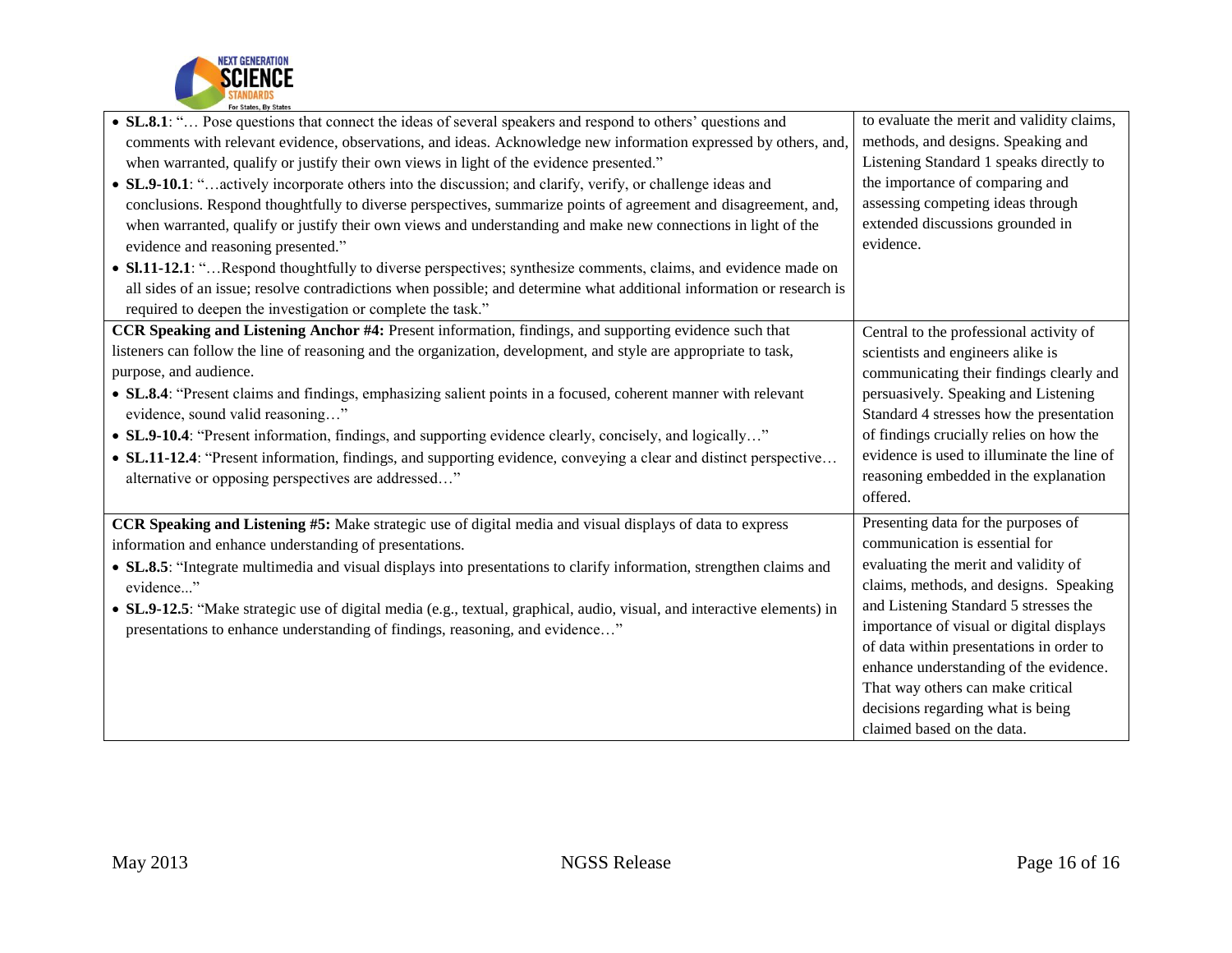| | |
|---|---|
| • **SL.8.1**: "… Pose questions that connect the ideas of several speakers and respond to others' questions and comments with relevant evidence, observations, and ideas. Acknowledge new information expressed by others, and, when warranted, qualify or justify their own views in light of the evidence presented."<br>• **SL.9-10.1**: "…actively incorporate others into the discussion; and clarify, verify, or challenge ideas and conclusions. Respond thoughtfully to diverse perspectives, summarize points of agreement and disagreement, and, when warranted, qualify or justify their own views and understanding and make new connections in light of the evidence and reasoning presented."<br>• **Sl.11-12.1**: "…Respond thoughtfully to diverse perspectives; synthesize comments, claims, and evidence made on all sides of an issue; resolve contradictions when possible; and determine what additional information or research is required to deepen the investigation or complete the task." | to evaluate the merit and validity claims, methods, and designs. Speaking and Listening Standard 1 speaks directly to the importance of comparing and assessing competing ideas through extended discussions grounded in evidence. |
| **CCR Speaking and Listening Anchor #4:** Present information, findings, and supporting evidence such that listeners can follow the line of reasoning and the organization, development, and style are appropriate to task, purpose, and audience.<br>• **SL.8.4**: "Present claims and findings, emphasizing salient points in a focused, coherent manner with relevant evidence, sound valid reasoning…"<br>• **SL.9-10.4**: "Present information, findings, and supporting evidence clearly, concisely, and logically…"<br>• **SL.11-12.4**: "Present information, findings, and supporting evidence, conveying a clear and distinct perspective… alternative or opposing perspectives are addressed…" | Central to the professional activity of scientists and engineers alike is communicating their findings clearly and persuasively. Speaking and Listening Standard 4 stresses how the presentation of findings crucially relies on how the evidence is used to illuminate the line of reasoning embedded in the explanation offered. |
| **CCR Speaking and Listening #5:** Make strategic use of digital media and visual displays of data to express information and enhance understanding of presentations.<br>• **SL.8.5**: "Integrate multimedia and visual displays into presentations to clarify information, strengthen claims and evidence..."<br>• **SL.9-12.5**: "Make strategic use of digital media (e.g., textual, graphical, audio, visual, and interactive elements) in presentations to enhance understanding of findings, reasoning, and evidence…" | Presenting data for the purposes of communication is essential for evaluating the merit and validity of claims, methods, and designs. Speaking and Listening Standard 5 stresses the importance of visual or digital displays of data within presentations in order to enhance understanding of the evidence. That way others can make critical decisions regarding what is being claimed based on the data. |